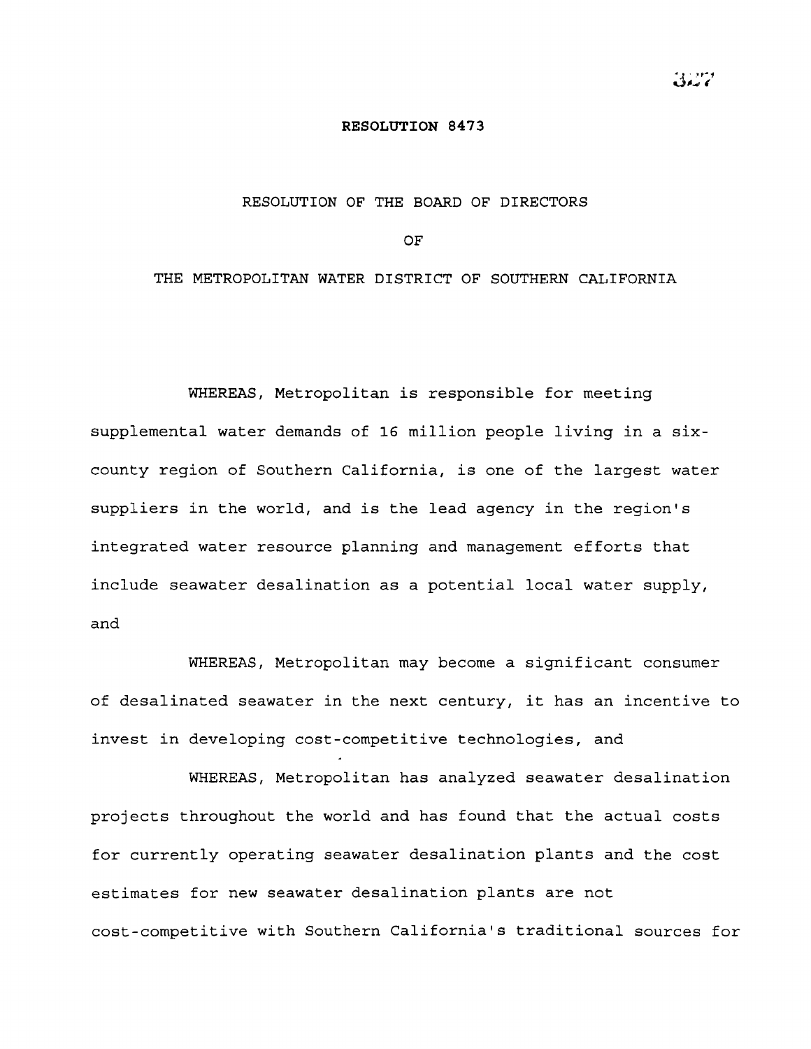# RESOLUTION 8473

## RESOLUTION OF THE BOARD OF DIRECTORS

## OF

## THE METROPOLITAN WATER DISTRICT OF SOUTHERN CALIFORNIA

WHEREAS, Metropolitan is responsible for meeting supplemental water demands of 16 million people living in a six-county region of Southern California, is one of the largest water suppliers in the world, and is the lead agency in the region's integrated water resource planning and management efforts that include seawater desalination as a potential local water supply, and

WHEREAS, Metropolitan may become a significant consumer of desalinated seawater in the next century, it has an incentive to invest in developing cost-competitive technologies, and

WHEREAS, Metropolitan has analyzed seawater desalination projects throughout the world and has found that the actual costs for currently operating seawater desalination plants and the cost estimates for new seawater desalination plants are not cost-competitive with Southern California's traditional sources for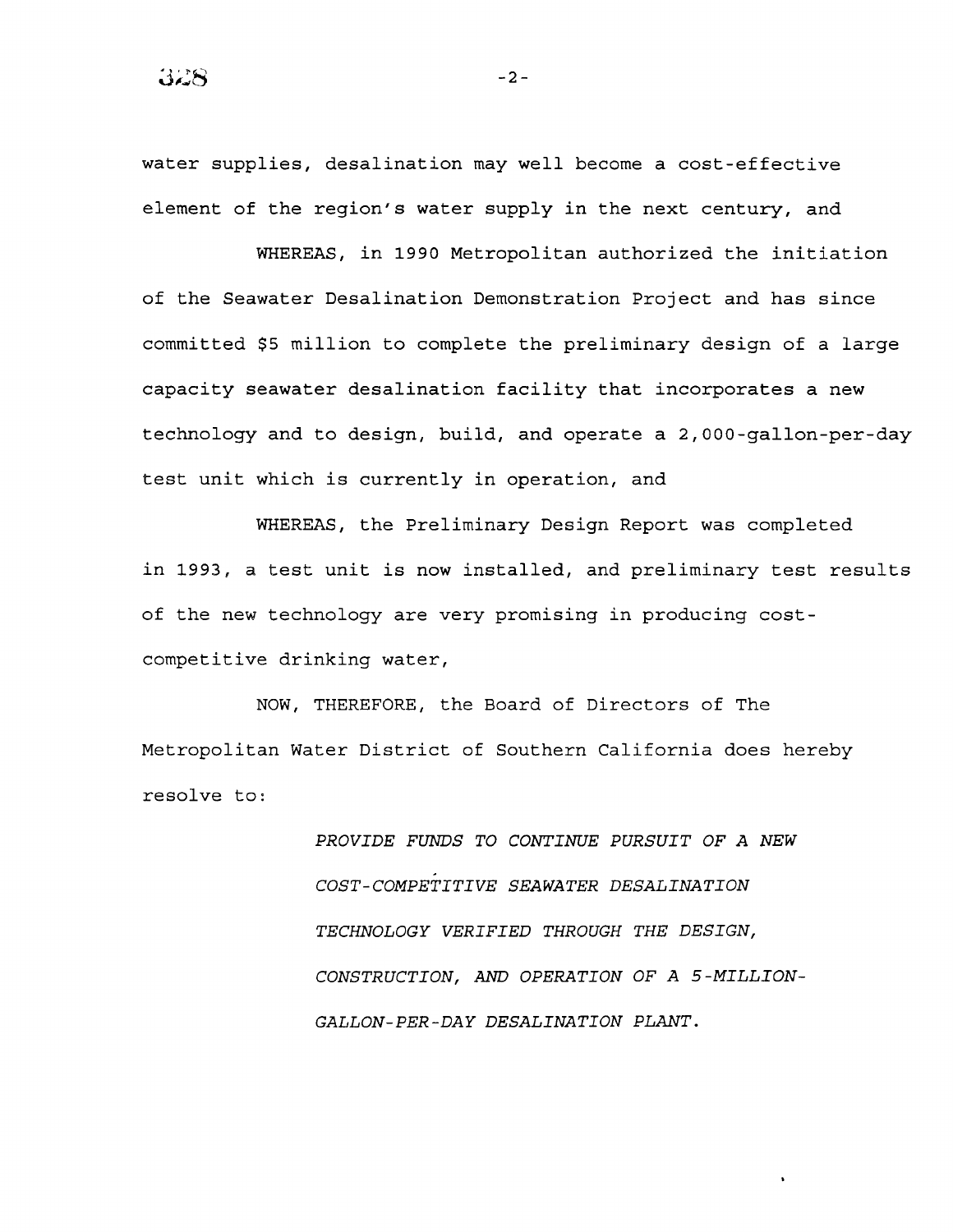water supplies, desalination may well become a cost-effective element of the region's water supply in the next century, and

WHEREAS, in 1990 Metropolitan authorized the initiation of the Seawater Desalination Demonstration Project and has since committed $5 million to complete the preliminary design of a large capacity seawater desalination facility that incorporates a new technology and to design, build, and operate a 2,000-gallon-per-day test unit which is currently in operation, and

WHEREAS, the Preliminary Design Report was completed in 1993, a test unit is now installed, and preliminary test results of the new technology are very promising in producing cost-competitive drinking water,

NOW, THEREFORE, the Board of Directors of The Metropolitan Water District of Southern California does hereby resolve to:

*PROVIDE FUNDS TO CONTINUE PURSUIT OF A NEW COST-COMPETITIVE SEAWATER DESALINATION TECHNOLOGY VERIFIED THROUGH THE DESIGN, CONSTRUCTION, AND OPERATION OF A 5-MILLION-GALLON-PER-DAY DESALINATION PLANT.*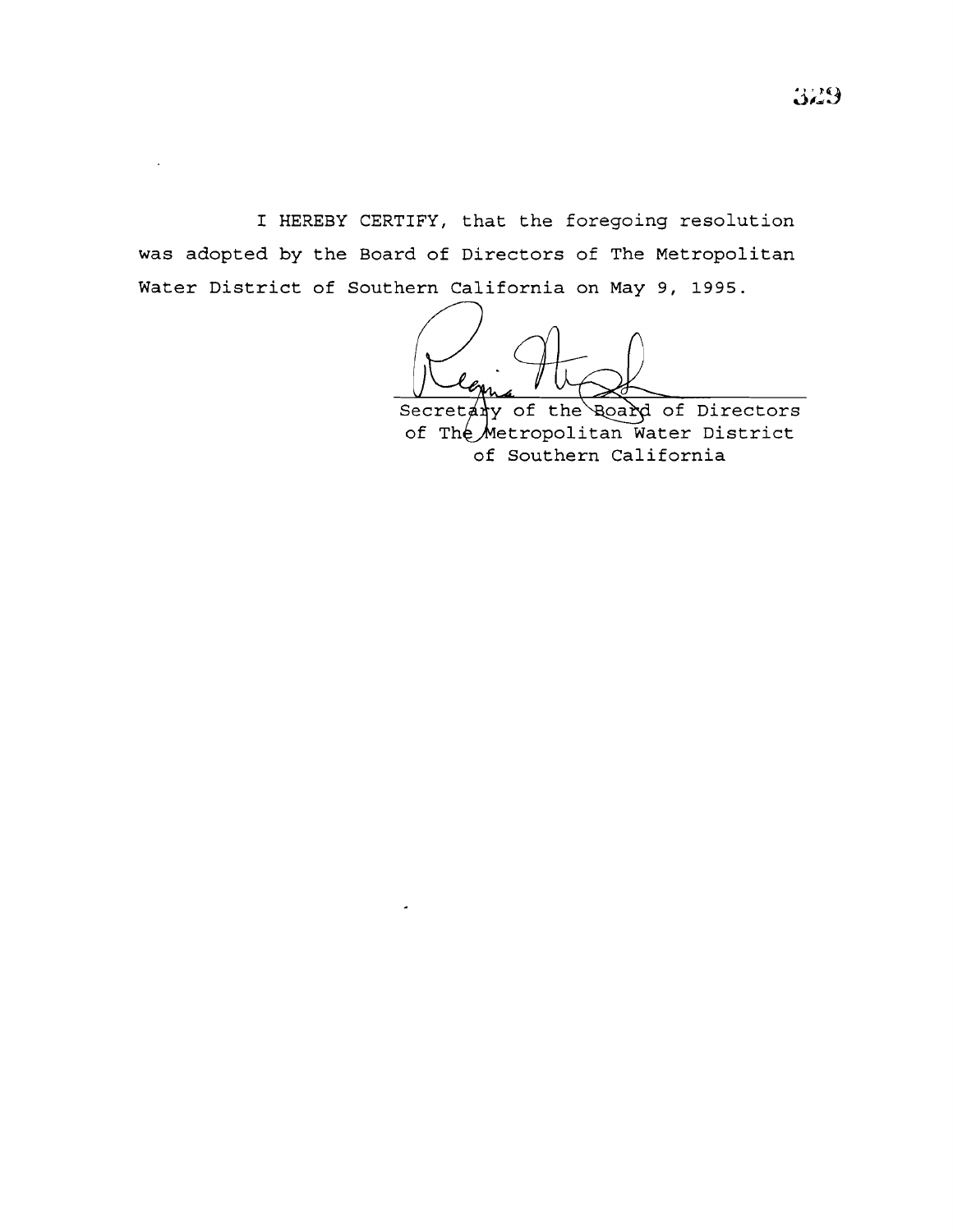I HEREBY CERTIFY, that the foregoing resolution was adopted by the Board of Directors of The Metropolitan Water District of Southern California on May 9, 1995.

Secretary of the Board of Directors
of The Metropolitan Water District
of Southern California